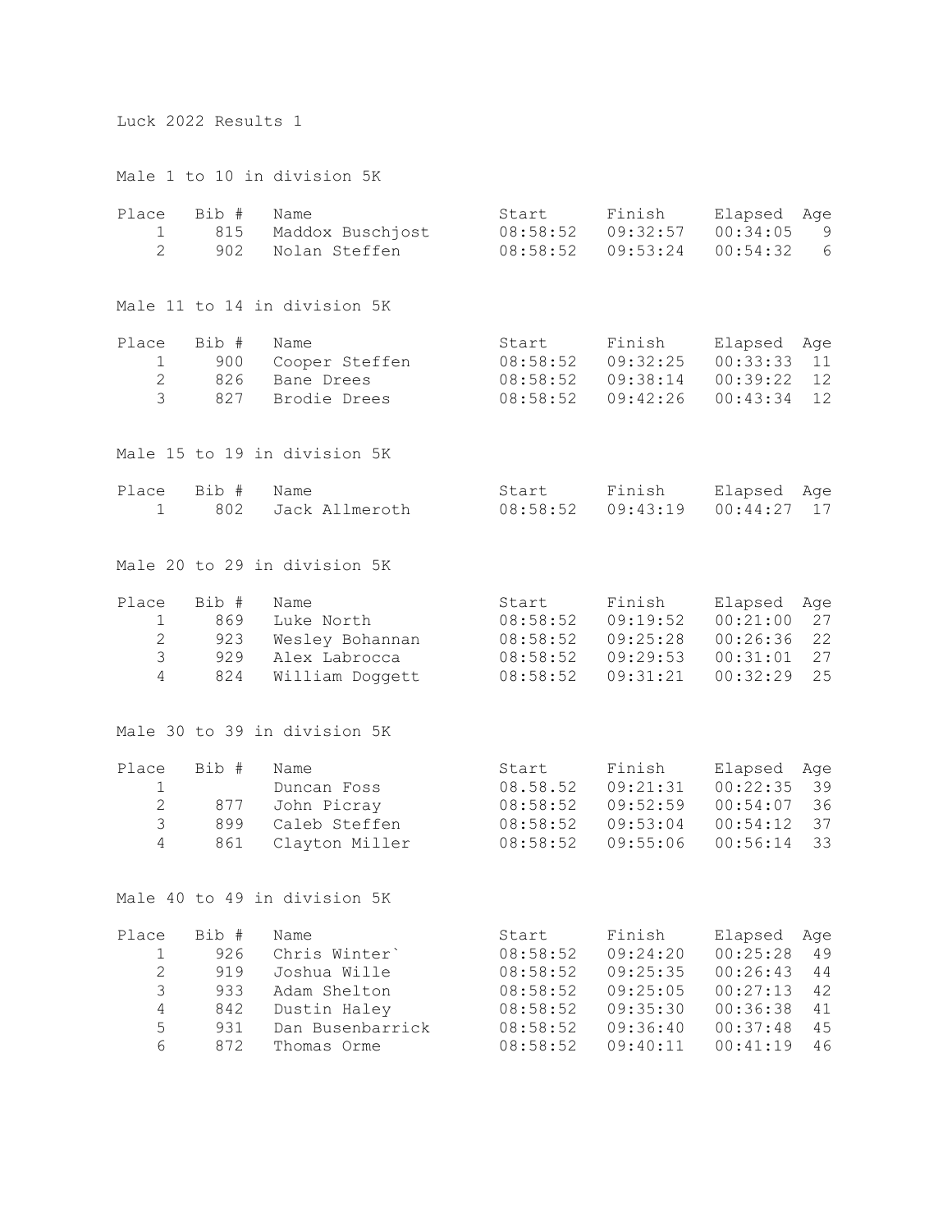Luck 2022 Results 1

Male 1 to 10 in division 5K

| Place | Bib # | Name | Start | Finish | Elapsed | Age |
|---|---|---|---|---|---|---|
| 1 | 815 | Maddox Buschjost | 08:58:52 | 09:32:57 | 00:34:05 | 9 |
| 2 | 902 | Nolan Steffen | 08:58:52 | 09:53:24 | 00:54:32 | 6 |

Male 11 to 14 in division 5K

| Place | Bib # | Name | Start | Finish | Elapsed | Age |
|---|---|---|---|---|---|---|
| 1 | 900 | Cooper Steffen | 08:58:52 | 09:32:25 | 00:33:33 | 11 |
| 2 | 826 | Bane Drees | 08:58:52 | 09:38:14 | 00:39:22 | 12 |
| 3 | 827 | Brodie Drees | 08:58:52 | 09:42:26 | 00:43:34 | 12 |

Male 15 to 19 in division 5K

| Place | Bib # | Name | Start | Finish | Elapsed | Age |
|---|---|---|---|---|---|---|
| 1 | 802 | Jack Allmeroth | 08:58:52 | 09:43:19 | 00:44:27 | 17 |

Male 20 to 29 in division 5K

| Place | Bib # | Name | Start | Finish | Elapsed | Age |
|---|---|---|---|---|---|---|
| 1 | 869 | Luke North | 08:58:52 | 09:19:52 | 00:21:00 | 27 |
| 2 | 923 | Wesley Bohannan | 08:58:52 | 09:25:28 | 00:26:36 | 22 |
| 3 | 929 | Alex Labrocca | 08:58:52 | 09:29:53 | 00:31:01 | 27 |
| 4 | 824 | William Doggett | 08:58:52 | 09:31:21 | 00:32:29 | 25 |

Male 30 to 39 in division 5K

| Place | Bib # | Name | Start | Finish | Elapsed | Age |
|---|---|---|---|---|---|---|
| 1 | | Duncan Foss | 08.58.52 | 09:21:31 | 00:22:35 | 39 |
| 2 | 877 | John Picray | 08:58:52 | 09:52:59 | 00:54:07 | 36 |
| 3 | 899 | Caleb Steffen | 08:58:52 | 09:53:04 | 00:54:12 | 37 |
| 4 | 861 | Clayton Miller | 08:58:52 | 09:55:06 | 00:56:14 | 33 |

Male 40 to 49 in division 5K

| Place | Bib # | Name | Start | Finish | Elapsed | Age |
|---|---|---|---|---|---|---|
| 1 | 926 | Chris Winter` | 08:58:52 | 09:24:20 | 00:25:28 | 49 |
| 2 | 919 | Joshua Wille | 08:58:52 | 09:25:35 | 00:26:43 | 44 |
| 3 | 933 | Adam Shelton | 08:58:52 | 09:25:05 | 00:27:13 | 42 |
| 4 | 842 | Dustin Haley | 08:58:52 | 09:35:30 | 00:36:38 | 41 |
| 5 | 931 | Dan Busenbarrick | 08:58:52 | 09:36:40 | 00:37:48 | 45 |
| 6 | 872 | Thomas Orme | 08:58:52 | 09:40:11 | 00:41:19 | 46 |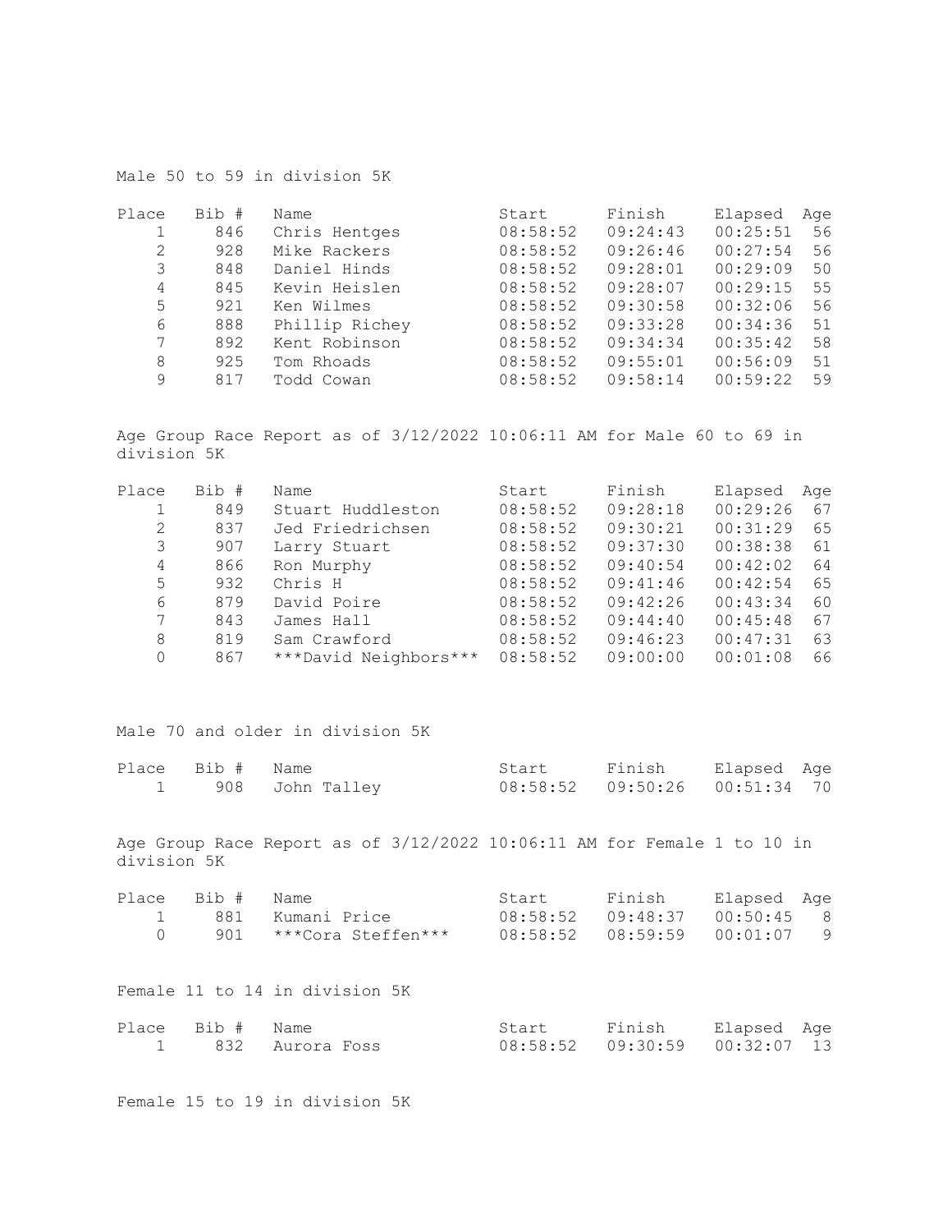Male 50 to 59 in division 5K

| Place | Bib # | Name | Start | Finish | Elapsed | Age |
|---|---|---|---|---|---|---|
| 1 | 846 | Chris Hentges | 08:58:52 | 09:24:43 | 00:25:51 | 56 |
| 2 | 928 | Mike Rackers | 08:58:52 | 09:26:46 | 00:27:54 | 56 |
| 3 | 848 | Daniel Hinds | 08:58:52 | 09:28:01 | 00:29:09 | 50 |
| 4 | 845 | Kevin Heislen | 08:58:52 | 09:28:07 | 00:29:15 | 55 |
| 5 | 921 | Ken Wilmes | 08:58:52 | 09:30:58 | 00:32:06 | 56 |
| 6 | 888 | Phillip Richey | 08:58:52 | 09:33:28 | 00:34:36 | 51 |
| 7 | 892 | Kent Robinson | 08:58:52 | 09:34:34 | 00:35:42 | 58 |
| 8 | 925 | Tom Rhoads | 08:58:52 | 09:55:01 | 00:56:09 | 51 |
| 9 | 817 | Todd Cowan | 08:58:52 | 09:58:14 | 00:59:22 | 59 |

Age Group Race Report as of 3/12/2022 10:06:11 AM for Male 60 to 69 in division 5K

| Place | Bib # | Name | Start | Finish | Elapsed | Age |
|---|---|---|---|---|---|---|
| 1 | 849 | Stuart Huddleston | 08:58:52 | 09:28:18 | 00:29:26 | 67 |
| 2 | 837 | Jed Friedrichsen | 08:58:52 | 09:30:21 | 00:31:29 | 65 |
| 3 | 907 | Larry Stuart | 08:58:52 | 09:37:30 | 00:38:38 | 61 |
| 4 | 866 | Ron Murphy | 08:58:52 | 09:40:54 | 00:42:02 | 64 |
| 5 | 932 | Chris H | 08:58:52 | 09:41:46 | 00:42:54 | 65 |
| 6 | 879 | David Poire | 08:58:52 | 09:42:26 | 00:43:34 | 60 |
| 7 | 843 | James Hall | 08:58:52 | 09:44:40 | 00:45:48 | 67 |
| 8 | 819 | Sam Crawford | 08:58:52 | 09:46:23 | 00:47:31 | 63 |
| 0 | 867 | ***David Neighbors*** | 08:58:52 | 09:00:00 | 00:01:08 | 66 |

Male 70 and older in division 5K

| Place | Bib # | Name | Start | Finish | Elapsed | Age |
|---|---|---|---|---|---|---|
| 1 | 908 | John Talley | 08:58:52 | 09:50:26 | 00:51:34 | 70 |

Age Group Race Report as of 3/12/2022 10:06:11 AM for Female 1 to 10 in division 5K

| Place | Bib # | Name | Start | Finish | Elapsed | Age |
|---|---|---|---|---|---|---|
| 1 | 881 | Kumani Price | 08:58:52 | 09:48:37 | 00:50:45 | 8 |
| 0 | 901 | ***Cora Steffen*** | 08:58:52 | 08:59:59 | 00:01:07 | 9 |

Female 11 to 14 in division 5K

| Place | Bib # | Name | Start | Finish | Elapsed | Age |
|---|---|---|---|---|---|---|
| 1 | 832 | Aurora Foss | 08:58:52 | 09:30:59 | 00:32:07 | 13 |

Female 15 to 19 in division 5K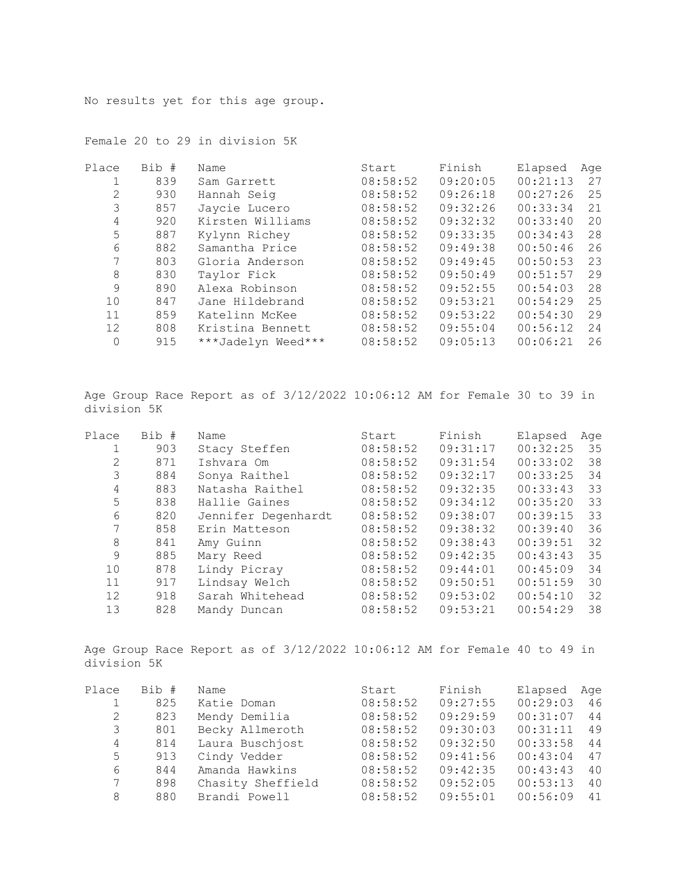No results yet for this age group.

Female 20 to 29 in division 5K

| Place | Bib # | Name | Start | Finish | Elapsed | Age |
|---|---|---|---|---|---|---|
| 1 | 839 | Sam Garrett | 08:58:52 | 09:20:05 | 00:21:13 | 27 |
| 2 | 930 | Hannah Seig | 08:58:52 | 09:26:18 | 00:27:26 | 25 |
| 3 | 857 | Jaycie Lucero | 08:58:52 | 09:32:26 | 00:33:34 | 21 |
| 4 | 920 | Kirsten Williams | 08:58:52 | 09:32:32 | 00:33:40 | 20 |
| 5 | 887 | Kylynn Richey | 08:58:52 | 09:33:35 | 00:34:43 | 28 |
| 6 | 882 | Samantha Price | 08:58:52 | 09:49:38 | 00:50:46 | 26 |
| 7 | 803 | Gloria Anderson | 08:58:52 | 09:49:45 | 00:50:53 | 23 |
| 8 | 830 | Taylor Fick | 08:58:52 | 09:50:49 | 00:51:57 | 29 |
| 9 | 890 | Alexa Robinson | 08:58:52 | 09:52:55 | 00:54:03 | 28 |
| 10 | 847 | Jane Hildebrand | 08:58:52 | 09:53:21 | 00:54:29 | 25 |
| 11 | 859 | Katelinn McKee | 08:58:52 | 09:53:22 | 00:54:30 | 29 |
| 12 | 808 | Kristina Bennett | 08:58:52 | 09:55:04 | 00:56:12 | 24 |
| 0 | 915 | ***Jadelyn Weed*** | 08:58:52 | 09:05:13 | 00:06:21 | 26 |

Age Group Race Report as of 3/12/2022 10:06:12 AM for Female 30 to 39 in division 5K

| Place | Bib # | Name | Start | Finish | Elapsed | Age |
|---|---|---|---|---|---|---|
| 1 | 903 | Stacy Steffen | 08:58:52 | 09:31:17 | 00:32:25 | 35 |
| 2 | 871 | Ishvara Om | 08:58:52 | 09:31:54 | 00:33:02 | 38 |
| 3 | 884 | Sonya Raithel | 08:58:52 | 09:32:17 | 00:33:25 | 34 |
| 4 | 883 | Natasha Raithel | 08:58:52 | 09:32:35 | 00:33:43 | 33 |
| 5 | 838 | Hallie Gaines | 08:58:52 | 09:34:12 | 00:35:20 | 33 |
| 6 | 820 | Jennifer Degenhardt | 08:58:52 | 09:38:07 | 00:39:15 | 33 |
| 7 | 858 | Erin Matteson | 08:58:52 | 09:38:32 | 00:39:40 | 36 |
| 8 | 841 | Amy Guinn | 08:58:52 | 09:38:43 | 00:39:51 | 32 |
| 9 | 885 | Mary Reed | 08:58:52 | 09:42:35 | 00:43:43 | 35 |
| 10 | 878 | Lindy Picray | 08:58:52 | 09:44:01 | 00:45:09 | 34 |
| 11 | 917 | Lindsay Welch | 08:58:52 | 09:50:51 | 00:51:59 | 30 |
| 12 | 918 | Sarah Whitehead | 08:58:52 | 09:53:02 | 00:54:10 | 32 |
| 13 | 828 | Mandy Duncan | 08:58:52 | 09:53:21 | 00:54:29 | 38 |

Age Group Race Report as of 3/12/2022 10:06:12 AM for Female 40 to 49 in division 5K

| Place | Bib # | Name | Start | Finish | Elapsed | Age |
|---|---|---|---|---|---|---|
| 1 | 825 | Katie Doman | 08:58:52 | 09:27:55 | 00:29:03 | 46 |
| 2 | 823 | Mendy Demilia | 08:58:52 | 09:29:59 | 00:31:07 | 44 |
| 3 | 801 | Becky Allmeroth | 08:58:52 | 09:30:03 | 00:31:11 | 49 |
| 4 | 814 | Laura Buschjost | 08:58:52 | 09:32:50 | 00:33:58 | 44 |
| 5 | 913 | Cindy Vedder | 08:58:52 | 09:41:56 | 00:43:04 | 47 |
| 6 | 844 | Amanda Hawkins | 08:58:52 | 09:42:35 | 00:43:43 | 40 |
| 7 | 898 | Chasity Sheffield | 08:58:52 | 09:52:05 | 00:53:13 | 40 |
| 8 | 880 | Brandi Powell | 08:58:52 | 09:55:01 | 00:56:09 | 41 |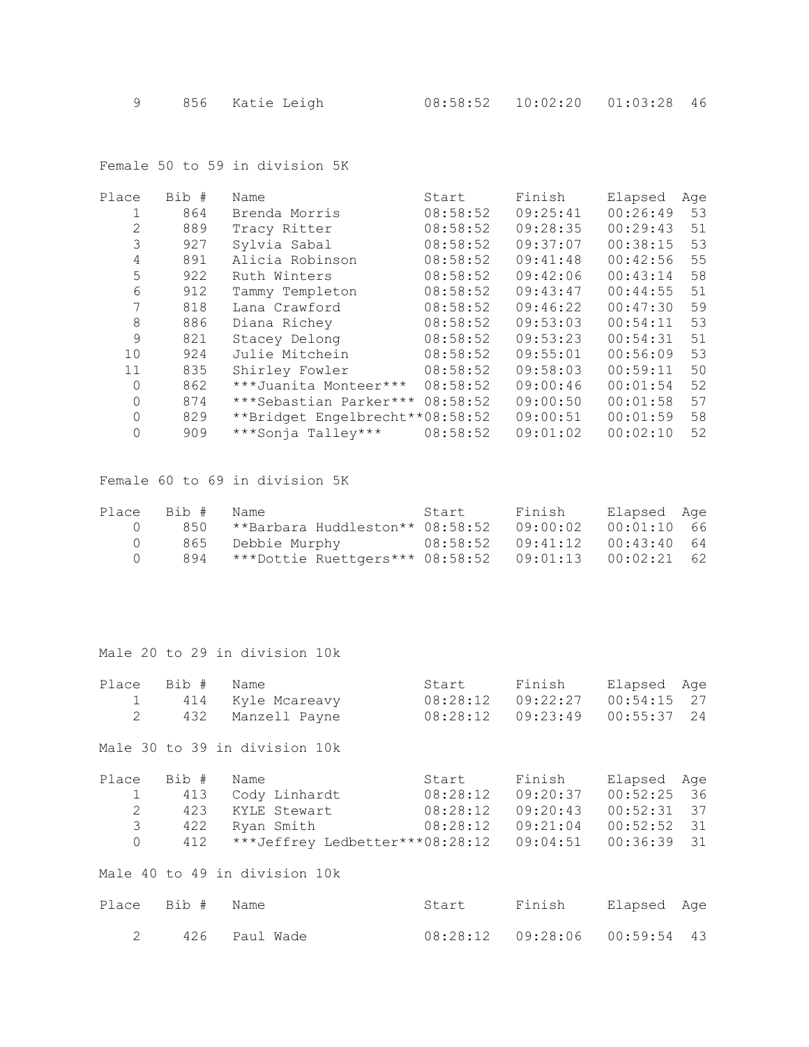| 9 | 856 | Katie Leigh | 08:58:52 | 10:02:20 | 01:03:28 | 46 |
|---|---|---|---|---|---|---|

Female 50 to 59 in division 5K

| Place | Bib # | Name | Start | Finish | Elapsed | Age |
|---|---|---|---|---|---|---|
| 1 | 864 | Brenda Morris | 08:58:52 | 09:25:41 | 00:26:49 | 53 |
| 2 | 889 | Tracy Ritter | 08:58:52 | 09:28:35 | 00:29:43 | 51 |
| 3 | 927 | Sylvia Sabal | 08:58:52 | 09:37:07 | 00:38:15 | 53 |
| 4 | 891 | Alicia Robinson | 08:58:52 | 09:41:48 | 00:42:56 | 55 |
| 5 | 922 | Ruth Winters | 08:58:52 | 09:42:06 | 00:43:14 | 58 |
| 6 | 912 | Tammy Templeton | 08:58:52 | 09:43:47 | 00:44:55 | 51 |
| 7 | 818 | Lana Crawford | 08:58:52 | 09:46:22 | 00:47:30 | 59 |
| 8 | 886 | Diana Richey | 08:58:52 | 09:53:03 | 00:54:11 | 53 |
| 9 | 821 | Stacey Delong | 08:58:52 | 09:53:23 | 00:54:31 | 51 |
| 10 | 924 | Julie Mitchein | 08:58:52 | 09:55:01 | 00:56:09 | 53 |
| 11 | 835 | Shirley Fowler | 08:58:52 | 09:58:03 | 00:59:11 | 50 |
| 0 | 862 | ***Juanita Monteer*** | 08:58:52 | 09:00:46 | 00:01:54 | 52 |
| 0 | 874 | ***Sebastian Parker*** | 08:58:52 | 09:00:50 | 00:01:58 | 57 |
| 0 | 829 | **Bridget Engelbrecht** | 08:58:52 | 09:00:51 | 00:01:59 | 58 |
| 0 | 909 | ***Sonja Talley*** | 08:58:52 | 09:01:02 | 00:02:10 | 52 |

Female 60 to 69 in division 5K

| Place | Bib # | Name | Start | Finish | Elapsed | Age |
|---|---|---|---|---|---|---|
| 0 | 850 | **Barbara Huddleston** | 08:58:52 | 09:00:02 | 00:01:10 | 66 |
| 0 | 865 | Debbie Murphy | 08:58:52 | 09:41:12 | 00:43:40 | 64 |
| 0 | 894 | ***Dottie Ruettgers*** | 08:58:52 | 09:01:13 | 00:02:21 | 62 |

Male 20 to 29 in division 10k

| Place | Bib # | Name | Start | Finish | Elapsed | Age |
|---|---|---|---|---|---|---|
| 1 | 414 | Kyle Mcareavy | 08:28:12 | 09:22:27 | 00:54:15 | 27 |
| 2 | 432 | Manzell Payne | 08:28:12 | 09:23:49 | 00:55:37 | 24 |

Male 30 to 39 in division 10k

| Place | Bib # | Name | Start | Finish | Elapsed | Age |
|---|---|---|---|---|---|---|
| 1 | 413 | Cody Linhardt | 08:28:12 | 09:20:37 | 00:52:25 | 36 |
| 2 | 423 | KYLE Stewart | 08:28:12 | 09:20:43 | 00:52:31 | 37 |
| 3 | 422 | Ryan Smith | 08:28:12 | 09:21:04 | 00:52:52 | 31 |
| 0 | 412 | ***Jeffrey Ledbetter*** | 08:28:12 | 09:04:51 | 00:36:39 | 31 |

Male 40 to 49 in division 10k

| Place | Bib # | Name | Start | Finish | Elapsed | Age |
|---|---|---|---|---|---|---|
| 2 | 426 | Paul Wade | 08:28:12 | 09:28:06 | 00:59:54 | 43 |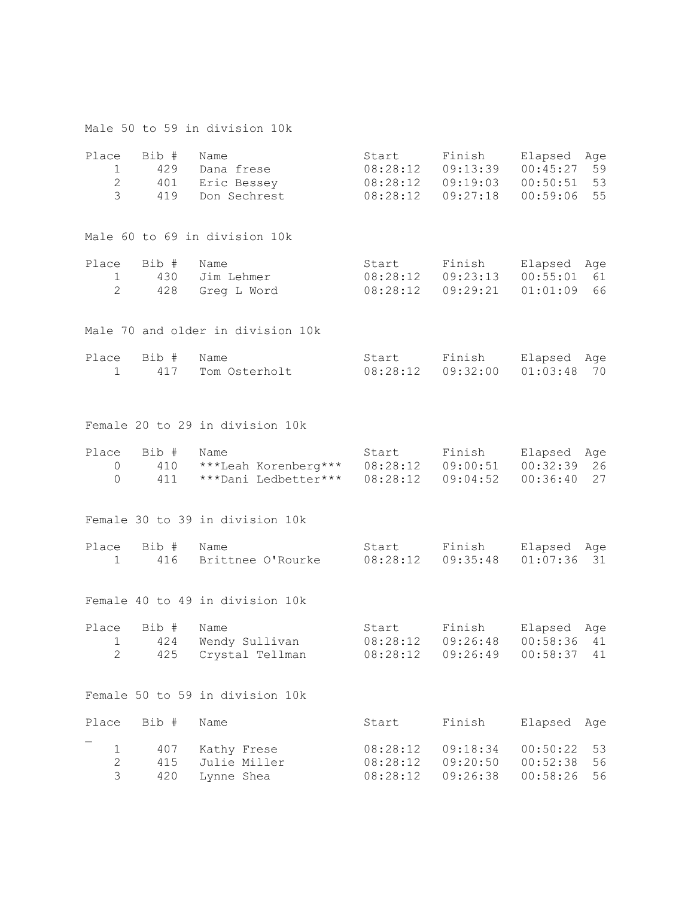Male 50 to 59 in division 10k

| Place | Bib # | Name | Start | Finish | Elapsed | Age |
|---|---|---|---|---|---|---|
| 1 | 429 | Dana frese | 08:28:12 | 09:13:39 | 00:45:27 | 59 |
| 2 | 401 | Eric Bessey | 08:28:12 | 09:19:03 | 00:50:51 | 53 |
| 3 | 419 | Don Sechrest | 08:28:12 | 09:27:18 | 00:59:06 | 55 |

Male 60 to 69 in division 10k

| Place | Bib # | Name | Start | Finish | Elapsed | Age |
|---|---|---|---|---|---|---|
| 1 | 430 | Jim Lehmer | 08:28:12 | 09:23:13 | 00:55:01 | 61 |
| 2 | 428 | Greg L Word | 08:28:12 | 09:29:21 | 01:01:09 | 66 |

Male 70 and older in division 10k

| Place | Bib # | Name | Start | Finish | Elapsed | Age |
|---|---|---|---|---|---|---|
| 1 | 417 | Tom Osterholt | 08:28:12 | 09:32:00 | 01:03:48 | 70 |

Female 20 to 29 in division 10k

| Place | Bib # | Name | Start | Finish | Elapsed | Age |
|---|---|---|---|---|---|---|
| 0 | 410 | ***Leah Korenberg*** | 08:28:12 | 09:00:51 | 00:32:39 | 26 |
| 0 | 411 | ***Dani Ledbetter*** | 08:28:12 | 09:04:52 | 00:36:40 | 27 |

Female 30 to 39 in division 10k

| Place | Bib # | Name | Start | Finish | Elapsed | Age |
|---|---|---|---|---|---|---|
| 1 | 416 | Brittnee O'Rourke | 08:28:12 | 09:35:48 | 01:07:36 | 31 |

Female 40 to 49 in division 10k

| Place | Bib # | Name | Start | Finish | Elapsed | Age |
|---|---|---|---|---|---|---|
| 1 | 424 | Wendy Sullivan | 08:28:12 | 09:26:48 | 00:58:36 | 41 |
| 2 | 425 | Crystal Tellman | 08:28:12 | 09:26:49 | 00:58:37 | 41 |

Female 50 to 59 in division 10k

| Place | Bib # | Name | Start | Finish | Elapsed | Age |
|---|---|---|---|---|---|---|
| 1 | 407 | Kathy Frese | 08:28:12 | 09:18:34 | 00:50:22 | 53 |
| 2 | 415 | Julie Miller | 08:28:12 | 09:20:50 | 00:52:38 | 56 |
| 3 | 420 | Lynne Shea | 08:28:12 | 09:26:38 | 00:58:26 | 56 |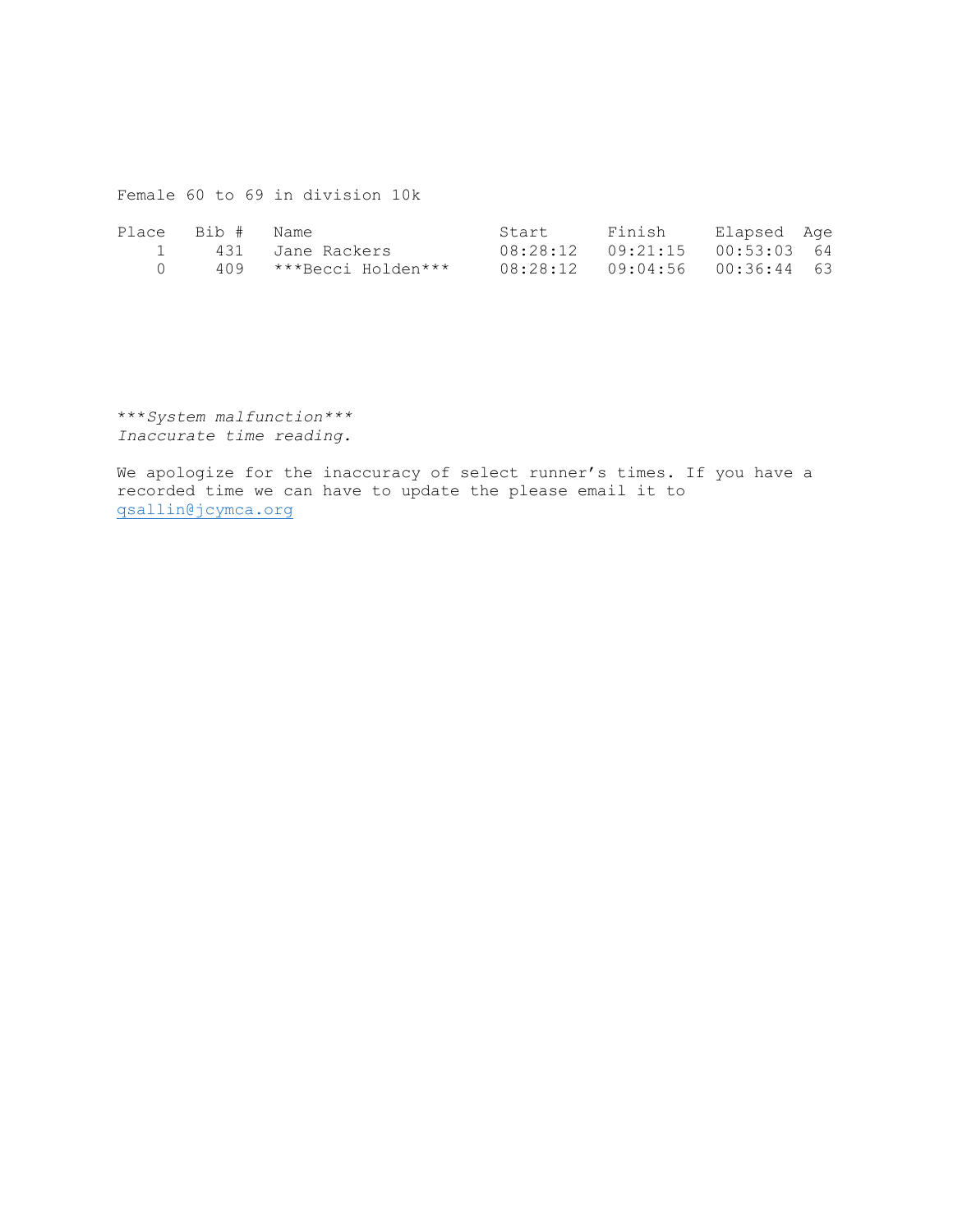Female 60 to 69 in division 10k

| Place | Bib # | Name | Start | Finish | Elapsed | Age |
|---|---|---|---|---|---|---|
| 1 | 431 | Jane Rackers | 08:28:12 | 09:21:15 | 00:53:03 | 64 |
| 0 | 409 | ***Becci Holden*** | 08:28:12 | 09:04:56 | 00:36:44 | 63 |

****System malfunction****
*Inaccurate time reading.*

We apologize for the inaccuracy of select runner's times. If you have a recorded time we can have to update the please email it to qsallin@jcymca.org